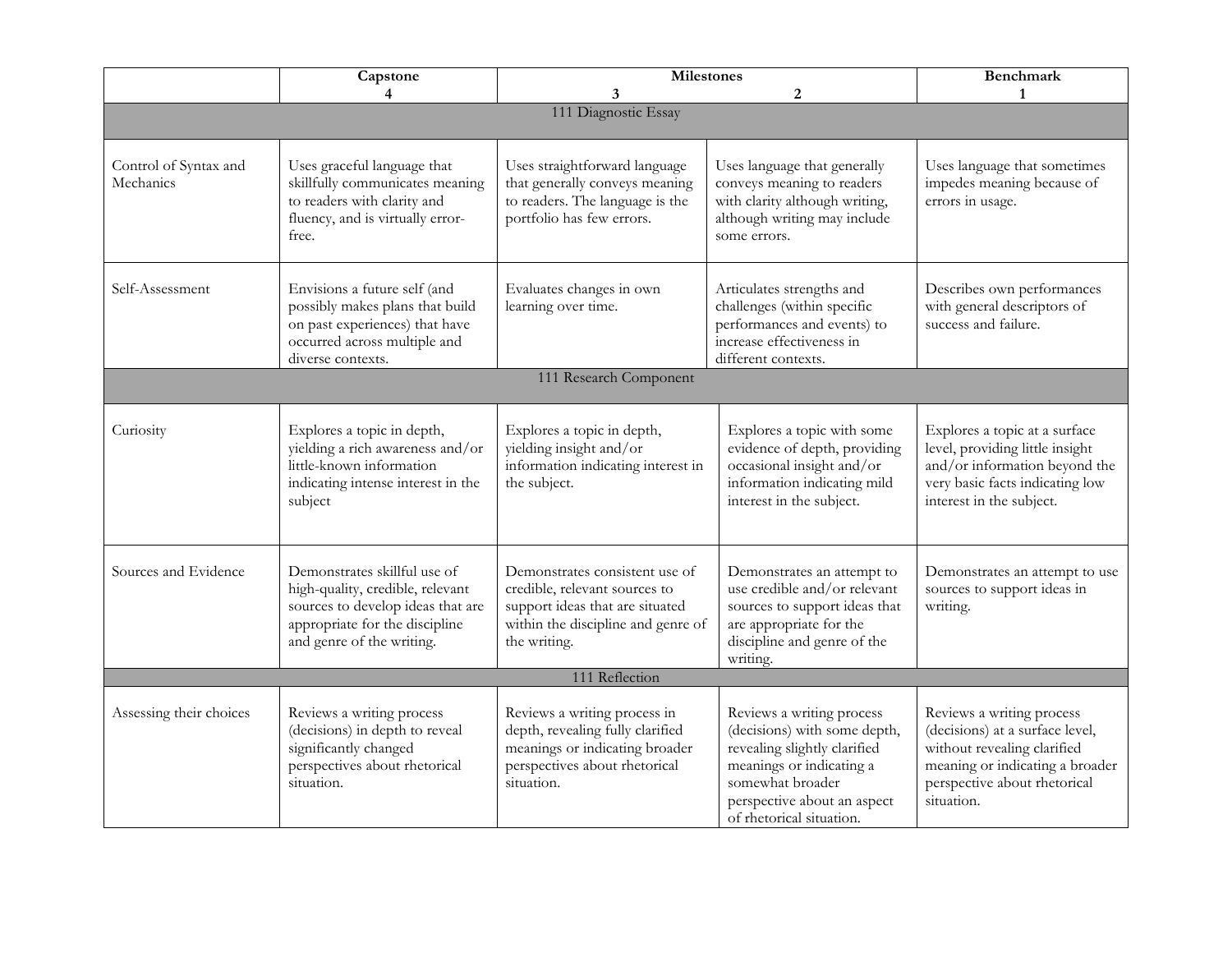| | Capstone<br>4 | Milestones<br>3 | <br>2 | Benchmark<br>1 |
|---|---|---|---|---|
| 111 Diagnostic Essay | | | | |
| Control of Syntax and Mechanics | Uses graceful language that skillfully communicates meaning to readers with clarity and fluency, and is virtually error-free. | Uses straightforward language that generally conveys meaning to readers. The language is the portfolio has few errors. | Uses language that generally conveys meaning to readers with clarity although writing, although writing may include some errors. | Uses language that sometimes impedes meaning because of errors in usage. |
| Self-Assessment | Envisions a future self (and possibly makes plans that build on past experiences) that have occurred across multiple and diverse contexts. | Evaluates changes in own learning over time. | Articulates strengths and challenges (within specific performances and events) to increase effectiveness in different contexts. | Describes own performances with general descriptors of success and failure. |
| 111 Research Component | | | | |
| Curiosity | Explores a topic in depth, yielding a rich awareness and/or little-known information indicating intense interest in the subject | Explores a topic in depth, yielding insight and/or information indicating interest in the subject. | Explores a topic with some evidence of depth, providing occasional insight and/or information indicating mild interest in the subject. | Explores a topic at a surface level, providing little insight and/or information beyond the very basic facts indicating low interest in the subject. |
| Sources and Evidence | Demonstrates skillful use of high-quality, credible, relevant sources to develop ideas that are appropriate for the discipline and genre of the writing. | Demonstrates consistent use of credible, relevant sources to support ideas that are situated within the discipline and genre of the writing. | Demonstrates an attempt to use credible and/or relevant sources to support ideas that are appropriate for the discipline and genre of the writing. | Demonstrates an attempt to use sources to support ideas in writing. |
| 111 Reflection | | | | |
| Assessing their choices | Reviews a writing process (decisions) in depth to reveal significantly changed perspectives about rhetorical situation. | Reviews a writing process in depth, revealing fully clarified meanings or indicating broader perspectives about rhetorical situation. | Reviews a writing process (decisions) with some depth, revealing slightly clarified meanings or indicating a somewhat broader perspective about an aspect of rhetorical situation. | Reviews a writing process (decisions) at a surface level, without revealing clarified meaning or indicating a broader perspective about rhetorical situation. |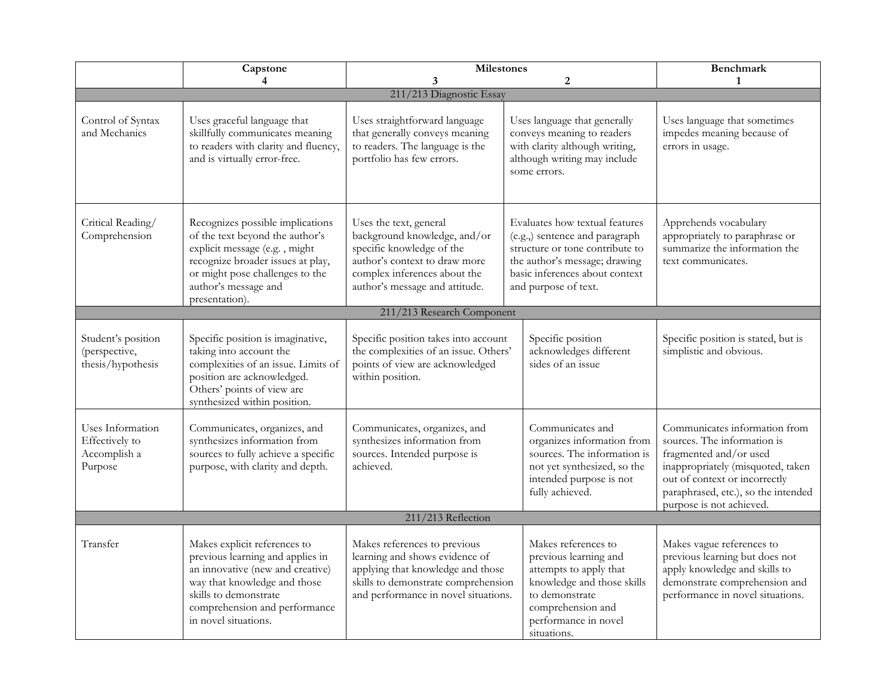| | Capstone<br>4 | Milestones<br>3 | <br>2 | Benchmark<br>1 |
|---|---|---|---|---|
| 211/213 Diagnostic Essay | | | | |
| Control of Syntax and Mechanics | Uses graceful language that skillfully communicates meaning to readers with clarity and fluency, and is virtually error-free. | Uses straightforward language that generally conveys meaning to readers. The language is the portfolio has few errors. | Uses language that generally conveys meaning to readers with clarity although writing, although writing may include some errors. | Uses language that sometimes impedes meaning because of errors in usage. |
| Critical Reading/ Comprehension | Recognizes possible implications of the text beyond the author's explicit message (e.g. , might recognize broader issues at play, or might pose challenges to the author's message and presentation). | Uses the text, general background knowledge, and/or specific knowledge of the author's context to draw more complex inferences about the author's message and attitude. | Evaluates how textual features (e.g.,) sentence and paragraph structure or tone contribute to the author's message; drawing basic inferences about context and purpose of text. | Apprehends vocabulary appropriately to paraphrase or summarize the information the text communicates. |
| 211/213 Research Component | | | | |
| Student's position (perspective, thesis/hypothesis | Specific position is imaginative, taking into account the complexities of an issue. Limits of position are acknowledged. Others' points of view are synthesized within position. | Specific position takes into account the complexities of an issue. Others' points of view are acknowledged within position. | Specific position acknowledges different sides of an issue | Specific position is stated, but is simplistic and obvious. |
| Uses Information Effectively to Accomplish a Purpose | Communicates, organizes, and synthesizes information from sources to fully achieve a specific purpose, with clarity and depth. | Communicates, organizes, and synthesizes information from sources. Intended purpose is achieved. | Communicates and organizes information from sources. The information is not yet synthesized, so the intended purpose is not fully achieved. | Communicates information from sources. The information is fragmented and/or used inappropriately (misquoted, taken out of context or incorrectly paraphrased, etc.), so the intended purpose is not achieved. |
| 211/213 Reflection | | | | |
| Transfer | Makes explicit references to previous learning and applies in an innovative (new and creative) way that knowledge and those skills to demonstrate comprehension and performance in novel situations. | Makes references to previous learning and shows evidence of applying that knowledge and those skills to demonstrate comprehension and performance in novel situations. | Makes references to previous learning and attempts to apply that knowledge and those skills to demonstrate comprehension and performance in novel situations. | Makes vague references to previous learning but does not apply knowledge and skills to demonstrate comprehension and performance in novel situations. |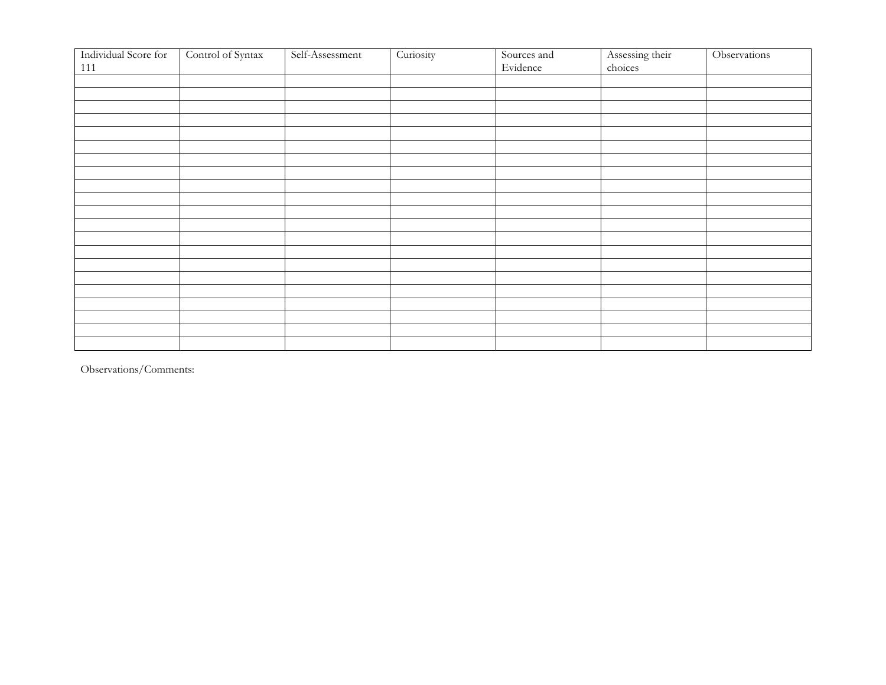| Individual Score for 111 | Control of Syntax | Self-Assessment | Curiosity | Sources and Evidence | Assessing their choices | Observations |
|---|---|---|---|---|---|---|
| | | | | | | |
| | | | | | | |
| | | | | | | |
| | | | | | | |
| | | | | | | |
| | | | | | | |
| | | | | | | |
| | | | | | | |
| | | | | | | |
| | | | | | | |
| | | | | | | |
| | | | | | | |
| | | | | | | |
| | | | | | | |
| | | | | | | |
| | | | | | | |
| | | | | | | |
| | | | | | | |
| | | | | | | |
| | | | | | | |
| | | | | | | |

Observations/Comments: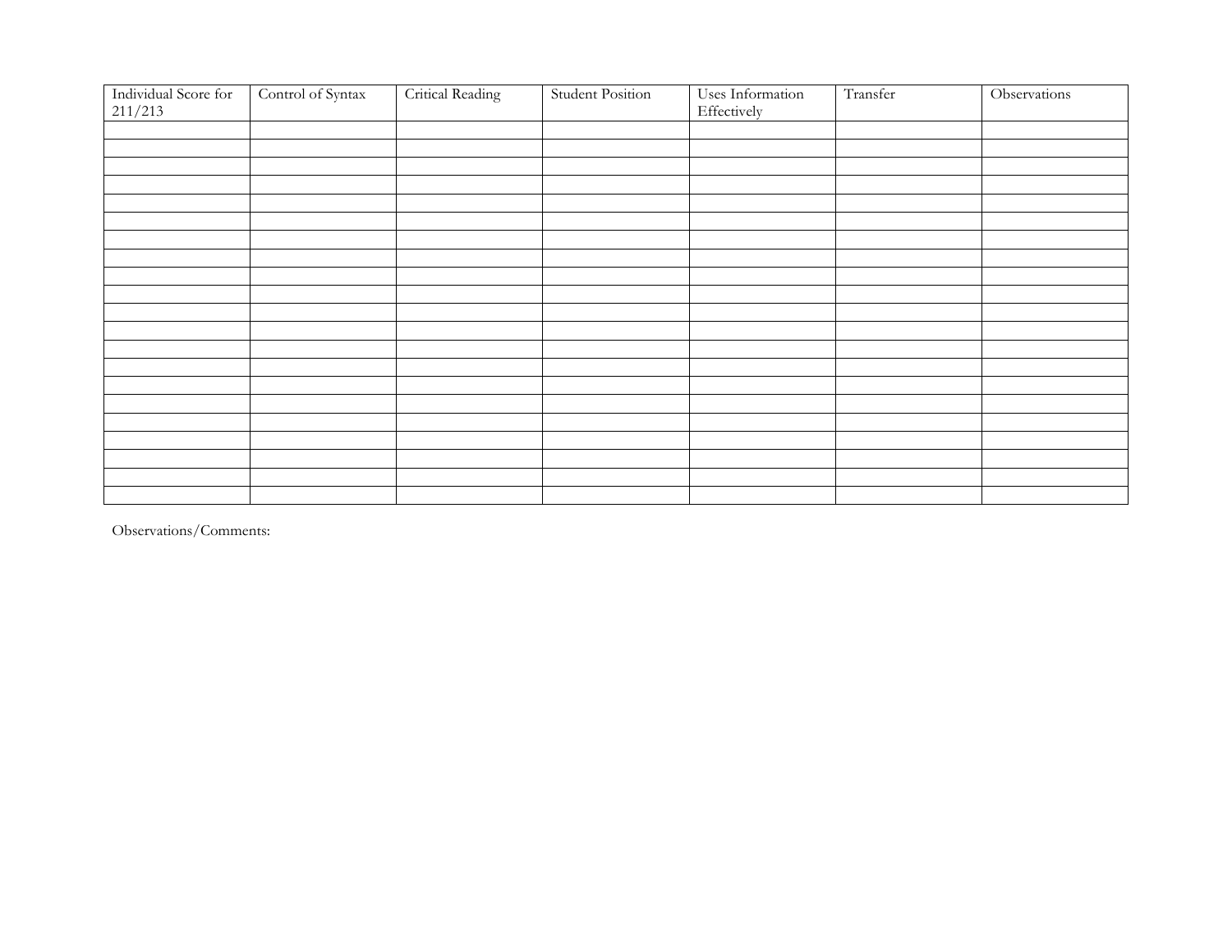| Individual Score for 211/213 | Control of Syntax | Critical Reading | Student Position | Uses Information Effectively | Transfer | Observations |
|---|---|---|---|---|---|---|
| | | | | | | |
| | | | | | | |
| | | | | | | |
| | | | | | | |
| | | | | | | |
| | | | | | | |
| | | | | | | |
| | | | | | | |
| | | | | | | |
| | | | | | | |
| | | | | | | |
| | | | | | | |
| | | | | | | |
| | | | | | | |
| | | | | | | |
| | | | | | | |
| | | | | | | |
| | | | | | | |
| | | | | | | |
| | | | | | | |
| | | | | | | |

Observations/Comments: